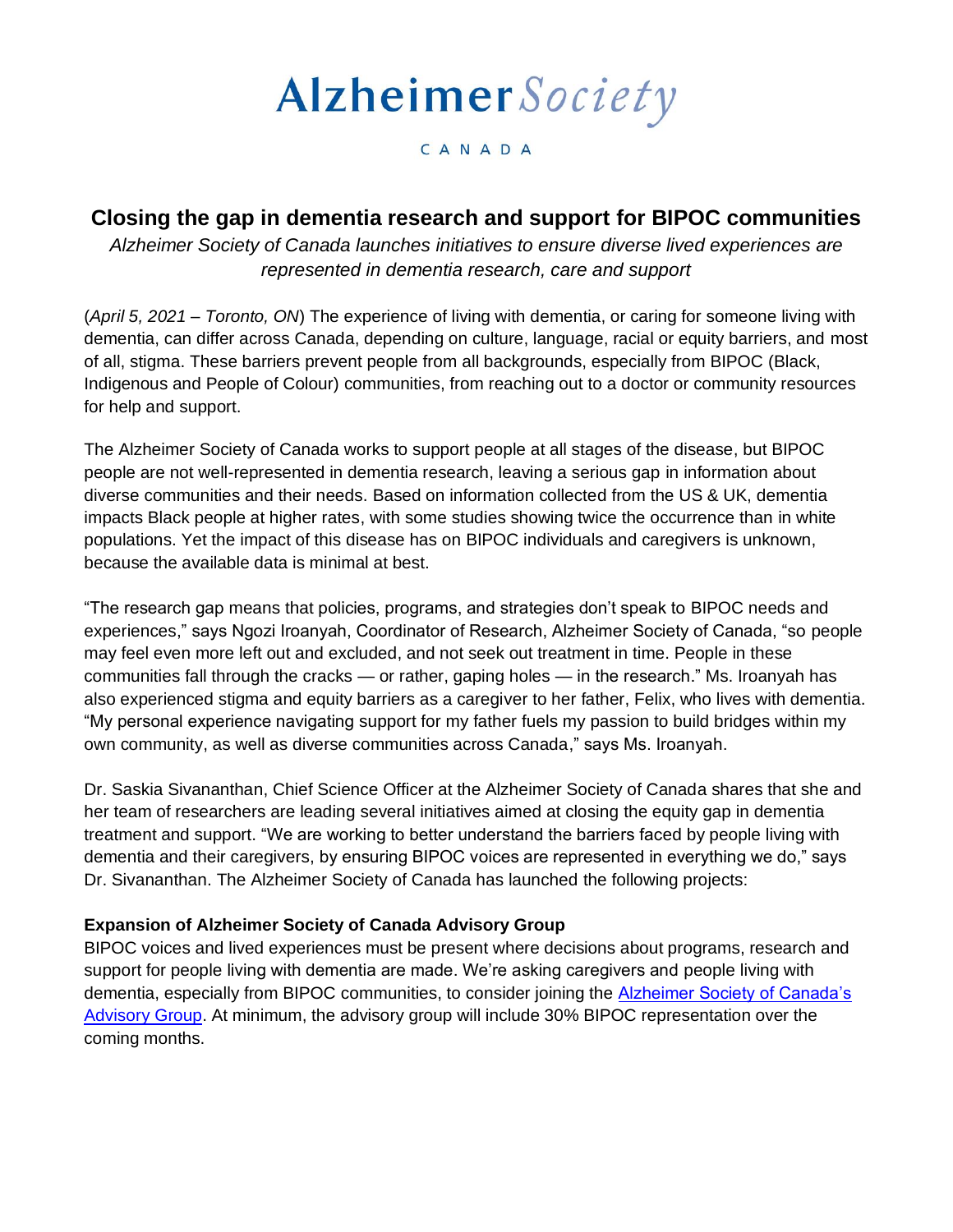Alzheimer Society

CANADA

## Closing the gap in dementia research and support for BIPOC communities

*Alzheimer Society of Canada launches initiatives to ensure diverse lived experiences are represented in dementia research, care and support*

(*April 5, 2021 – Toronto, ON*) The experience of living with dementia, or caring for someone living with dementia, can differ across Canada, depending on culture, language, racial or equity barriers, and most of all, stigma. These barriers prevent people from all backgrounds, especially from BIPOC (Black, Indigenous and People of Colour) communities, from reaching out to a doctor or community resources for help and support.

The Alzheimer Society of Canada works to support people at all stages of the disease, but BIPOC people are not well-represented in dementia research, leaving a serious gap in information about diverse communities and their needs. Based on information collected from the US & UK, dementia impacts Black people at higher rates, with some studies showing twice the occurrence than in white populations. Yet the impact of this disease has on BIPOC individuals and caregivers is unknown, because the available data is minimal at best.

"The research gap means that policies, programs, and strategies don't speak to BIPOC needs and experiences," says Ngozi Iroanyah, Coordinator of Research, Alzheimer Society of Canada, "so people may feel even more left out and excluded, and not seek out treatment in time. People in these communities fall through the cracks — or rather, gaping holes — in the research." Ms. Iroanyah has also experienced stigma and equity barriers as a caregiver to her father, Felix, who lives with dementia. "My personal experience navigating support for my father fuels my passion to build bridges within my own community, as well as diverse communities across Canada," says Ms. Iroanyah.

Dr. Saskia Sivananthan, Chief Science Officer at the Alzheimer Society of Canada shares that she and her team of researchers are leading several initiatives aimed at closing the equity gap in dementia treatment and support. "We are working to better understand the barriers faced by people living with dementia and their caregivers, by ensuring BIPOC voices are represented in everything we do," says Dr. Sivananthan. The Alzheimer Society of Canada has launched the following projects:

**Expansion of Alzheimer Society of Canada Advisory Group**

BIPOC voices and lived experiences must be present where decisions about programs, research and support for people living with dementia are made. We're asking caregivers and people living with dementia, especially from BIPOC communities, to consider joining the Alzheimer Society of Canada's Advisory Group. At minimum, the advisory group will include 30% BIPOC representation over the coming months.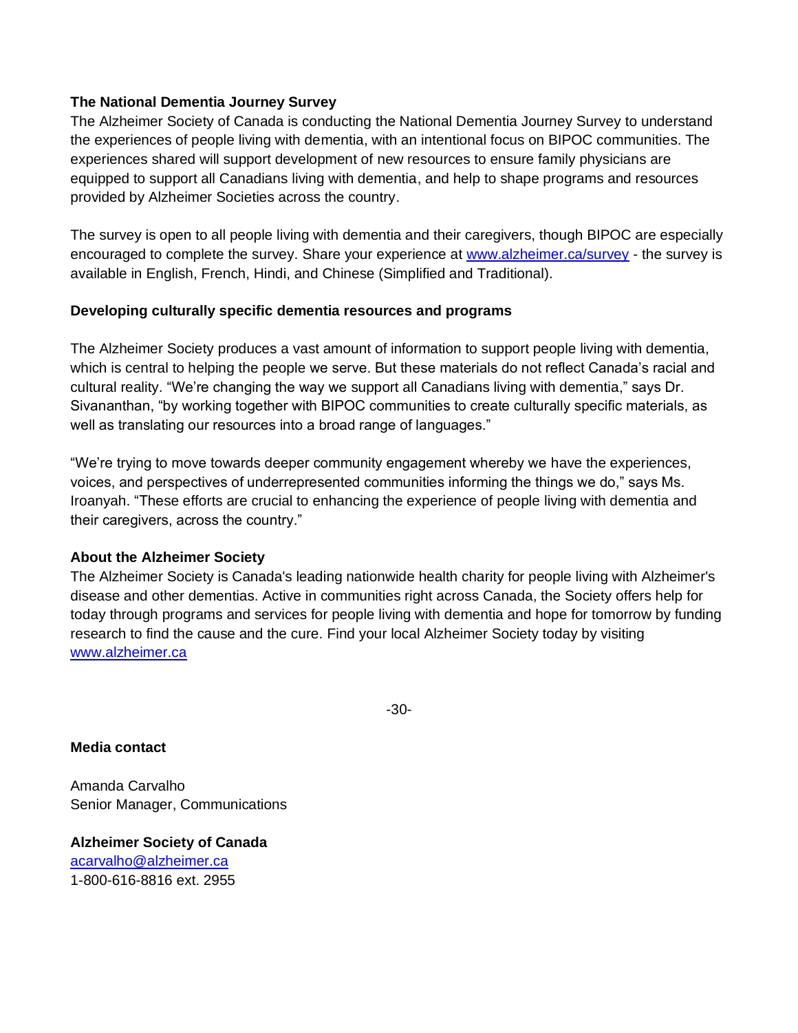**The National Dementia Journey Survey**

The Alzheimer Society of Canada is conducting the National Dementia Journey Survey to understand the experiences of people living with dementia, with an intentional focus on BIPOC communities. The experiences shared will support development of new resources to ensure family physicians are equipped to support all Canadians living with dementia, and help to shape programs and resources provided by Alzheimer Societies across the country.

The survey is open to all people living with dementia and their caregivers, though BIPOC are especially encouraged to complete the survey. Share your experience at [www.alzheimer.ca/survey](http://www.alzheimer.ca/survey) - the survey is available in English, French, Hindi, and Chinese (Simplified and Traditional).

**Developing culturally specific dementia resources and programs**

The Alzheimer Society produces a vast amount of information to support people living with dementia, which is central to helping the people we serve. But these materials do not reflect Canada's racial and cultural reality. "We're changing the way we support all Canadians living with dementia," says Dr. Sivananthan, "by working together with BIPOC communities to create culturally specific materials, as well as translating our resources into a broad range of languages."

"We're trying to move towards deeper community engagement whereby we have the experiences, voices, and perspectives of underrepresented communities informing the things we do," says Ms. Iroanyah. "These efforts are crucial to enhancing the experience of people living with dementia and their caregivers, across the country."

**About the Alzheimer Society**

The Alzheimer Society is Canada's leading nationwide health charity for people living with Alzheimer's disease and other dementias. Active in communities right across Canada, the Society offers help for today through programs and services for people living with dementia and hope for tomorrow by funding research to find the cause and the cure. Find your local Alzheimer Society today by visiting [www.alzheimer.ca](http://www.alzheimer.ca)

-30-

**Media contact**

Amanda Carvalho
Senior Manager, Communications

**Alzheimer Society of Canada**
[acarvalho@alzheimer.ca](mailto:acarvalho@alzheimer.ca)
1-800-616-8816 ext. 2955